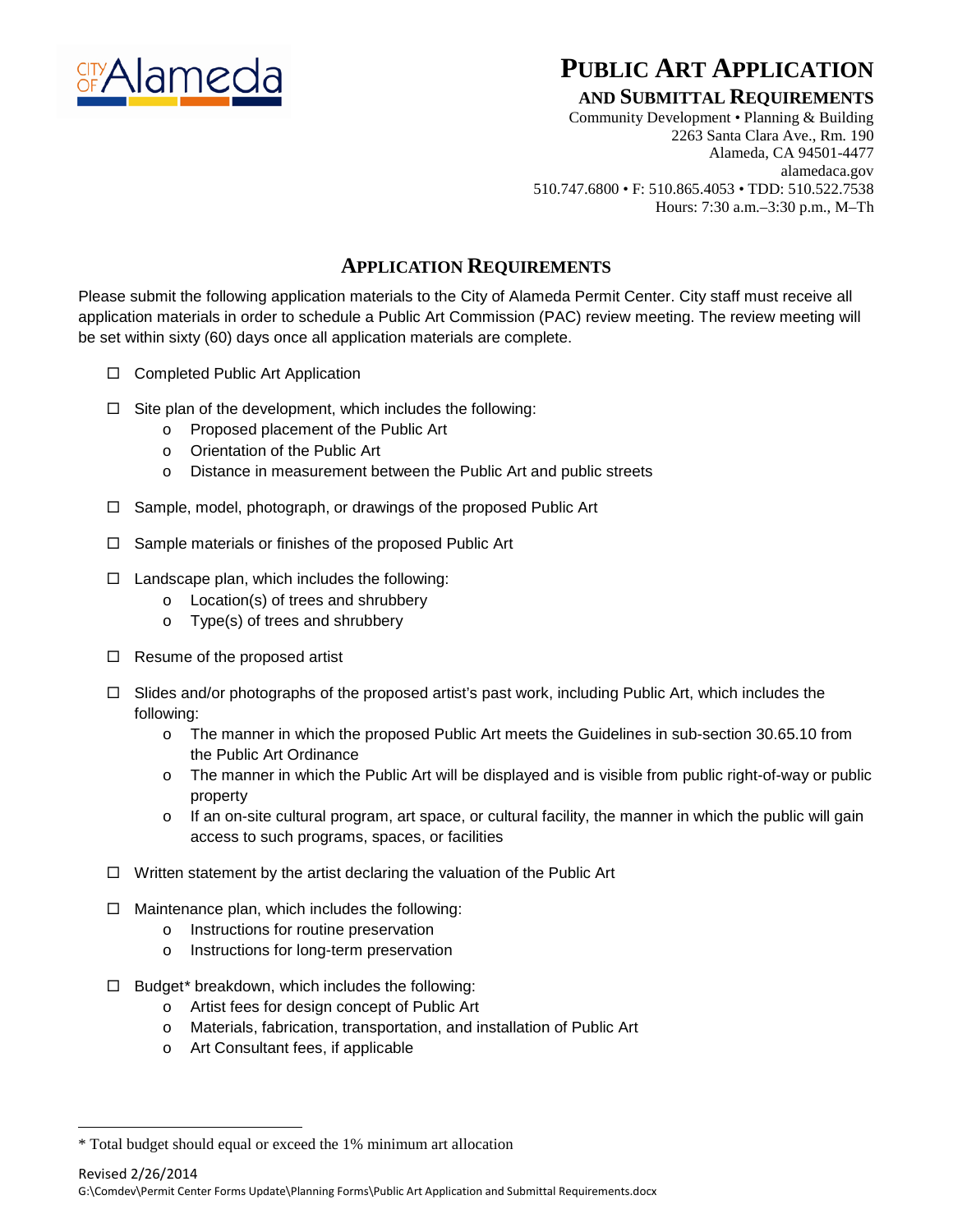# PUBLIC ART APPLICATION

## AND SUBMITTAL REQUIREMENTS

Community Development • Planning & Building
2263 Santa Clara Ave., Rm. 190
Alameda, CA 94501-4477
alamedaca.gov
510.747.6800 • F: 510.865.4053 • TDD: 510.522.7538
Hours: 7:30 a.m.–3:30 p.m., M–Th

## APPLICATION REQUIREMENTS

Please submit the following application materials to the City of Alameda Permit Center. City staff must receive all application materials in order to schedule a Public Art Commission (PAC) review meeting. The review meeting will be set within sixty (60) days once all application materials are complete.

- ☐ Completed Public Art Application
- ☐ Site plan of the development, which includes the following:
  - Proposed placement of the Public Art
  - Orientation of the Public Art
  - Distance in measurement between the Public Art and public streets
- ☐ Sample, model, photograph, or drawings of the proposed Public Art
- ☐ Sample materials or finishes of the proposed Public Art
- ☐ Landscape plan, which includes the following:
  - Location(s) of trees and shrubbery
  - Type(s) of trees and shrubbery
- ☐ Resume of the proposed artist
- ☐ Slides and/or photographs of the proposed artist's past work, including Public Art, which includes the following:
  - The manner in which the proposed Public Art meets the Guidelines in sub-section 30.65.10 from the Public Art Ordinance
  - The manner in which the Public Art will be displayed and is visible from public right-of-way or public property
  - If an on-site cultural program, art space, or cultural facility, the manner in which the public will gain access to such programs, spaces, or facilities
- ☐ Written statement by the artist declaring the valuation of the Public Art
- ☐ Maintenance plan, which includes the following:
  - Instructions for routine preservation
  - Instructions for long-term preservation
- ☐ Budget* breakdown, which includes the following:
  - Artist fees for design concept of Public Art
  - Materials, fabrication, transportation, and installation of Public Art
  - Art Consultant fees, if applicable

* Total budget should equal or exceed the 1% minimum art allocation

Revised 2/26/2014
G:\Comdev\Permit Center Forms Update\Planning Forms\Public Art Application and Submittal Requirements.docx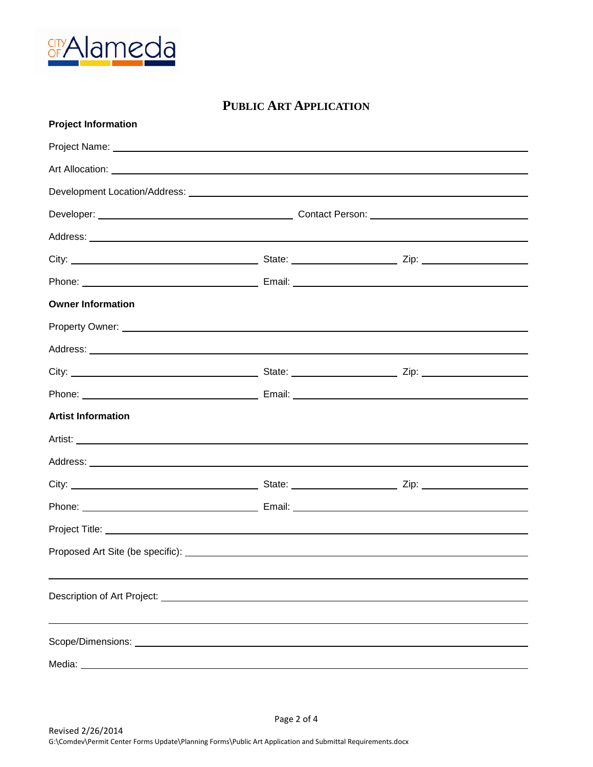# PUBLIC ART APPLICATION

**Project Information**

Project Name: ______________________________

Art Allocation: ______________________________

Development Location/Address: ______________________________

Developer: ______________________________ Contact Person: ______________________________

Address: ______________________________

City: ______________________________ State: ______________ Zip: ______________

Phone: ______________________________ Email: ______________________________

**Owner Information**

Property Owner: ______________________________

Address: ______________________________

City: ______________________________ State: ______________ Zip: ______________

Phone: ______________________________ Email: ______________________________

**Artist Information**

Artist: ______________________________

Address: ______________________________

City: ______________________________ State: ______________ Zip: ______________

Phone: ______________________________ Email: ______________________________

Project Title: ______________________________

Proposed Art Site (be specific): ______________________________

______________________________

Description of Art Project: ______________________________

______________________________

Scope/Dimensions: ______________________________

Media: ______________________________

Revised 2/26/2014
G:\Comdev\Permit Center Forms Update\Planning Forms\Public Art Application and Submittal Requirements.docx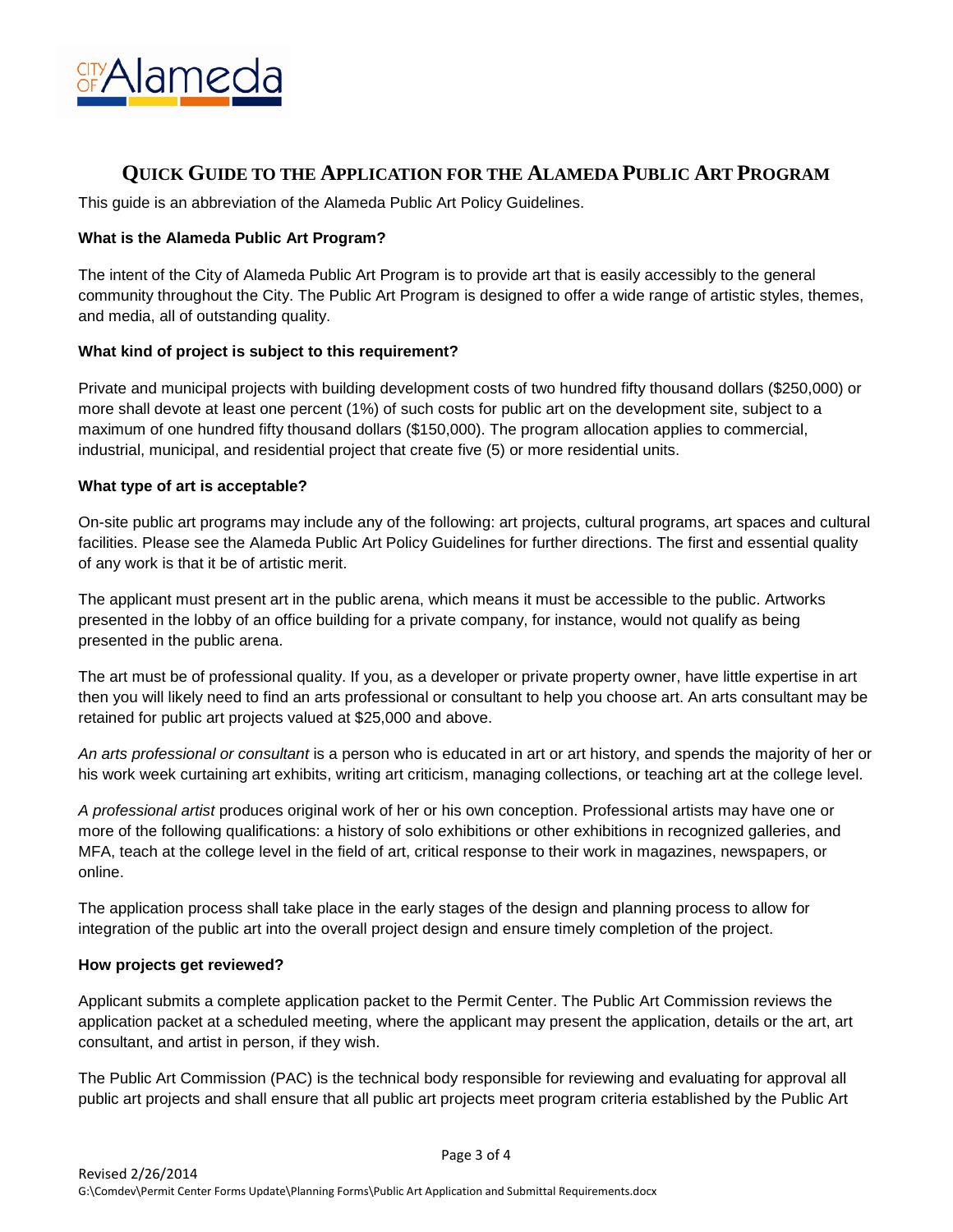# Quick Guide to the Application for the Alameda Public Art Program

This guide is an abbreviation of the Alameda Public Art Policy Guidelines.

**What is the Alameda Public Art Program?**

The intent of the City of Alameda Public Art Program is to provide art that is easily accessibly to the general community throughout the City. The Public Art Program is designed to offer a wide range of artistic styles, themes, and media, all of outstanding quality.

**What kind of project is subject to this requirement?**

Private and municipal projects with building development costs of two hundred fifty thousand dollars ($250,000) or more shall devote at least one percent (1%) of such costs for public art on the development site, subject to a maximum of one hundred fifty thousand dollars ($150,000). The program allocation applies to commercial, industrial, municipal, and residential project that create five (5) or more residential units.

**What type of art is acceptable?**

On-site public art programs may include any of the following: art projects, cultural programs, art spaces and cultural facilities. Please see the Alameda Public Art Policy Guidelines for further directions. The first and essential quality of any work is that it be of artistic merit.

The applicant must present art in the public arena, which means it must be accessible to the public. Artworks presented in the lobby of an office building for a private company, for instance, would not qualify as being presented in the public arena.

The art must be of professional quality. If you, as a developer or private property owner, have little expertise in art then you will likely need to find an arts professional or consultant to help you choose art. An arts consultant may be retained for public art projects valued at $25,000 and above.

*An arts professional or consultant* is a person who is educated in art or art history, and spends the majority of her or his work week curtaining art exhibits, writing art criticism, managing collections, or teaching art at the college level.

*A professional artist* produces original work of her or his own conception. Professional artists may have one or more of the following qualifications: a history of solo exhibitions or other exhibitions in recognized galleries, and MFA, teach at the college level in the field of art, critical response to their work in magazines, newspapers, or online.

The application process shall take place in the early stages of the design and planning process to allow for integration of the public art into the overall project design and ensure timely completion of the project.

**How projects get reviewed?**

Applicant submits a complete application packet to the Permit Center. The Public Art Commission reviews the application packet at a scheduled meeting, where the applicant may present the application, details or the art, art consultant, and artist in person, if they wish.

The Public Art Commission (PAC) is the technical body responsible for reviewing and evaluating for approval all public art projects and shall ensure that all public art projects meet program criteria established by the Public Art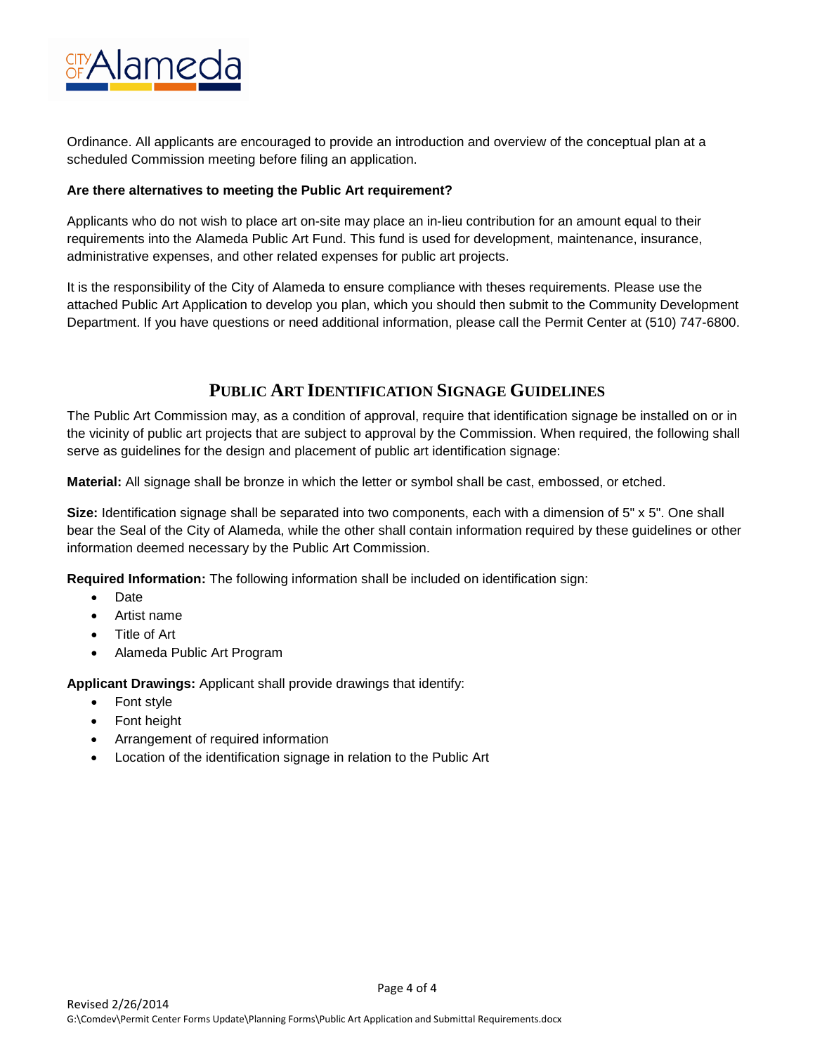Ordinance. All applicants are encouraged to provide an introduction and overview of the conceptual plan at a scheduled Commission meeting before filing an application.

**Are there alternatives to meeting the Public Art requirement?**

Applicants who do not wish to place art on-site may place an in-lieu contribution for an amount equal to their requirements into the Alameda Public Art Fund. This fund is used for development, maintenance, insurance, administrative expenses, and other related expenses for public art projects.

It is the responsibility of the City of Alameda to ensure compliance with theses requirements. Please use the attached Public Art Application to develop you plan, which you should then submit to the Community Development Department. If you have questions or need additional information, please call the Permit Center at (510) 747-6800.

## Public Art Identification Signage Guidelines

The Public Art Commission may, as a condition of approval, require that identification signage be installed on or in the vicinity of public art projects that are subject to approval by the Commission. When required, the following shall serve as guidelines for the design and placement of public art identification signage:

**Material:** All signage shall be bronze in which the letter or symbol shall be cast, embossed, or etched.

**Size:** Identification signage shall be separated into two components, each with a dimension of 5" x 5". One shall bear the Seal of the City of Alameda, while the other shall contain information required by these guidelines or other information deemed necessary by the Public Art Commission.

**Required Information:** The following information shall be included on identification sign:

- Date
- Artist name
- Title of Art
- Alameda Public Art Program

**Applicant Drawings:** Applicant shall provide drawings that identify:

- Font style
- Font height
- Arrangement of required information
- Location of the identification signage in relation to the Public Art

Revised 2/26/2014
G:\Comdev\Permit Center Forms Update\Planning Forms\Public Art Application and Submittal Requirements.docx